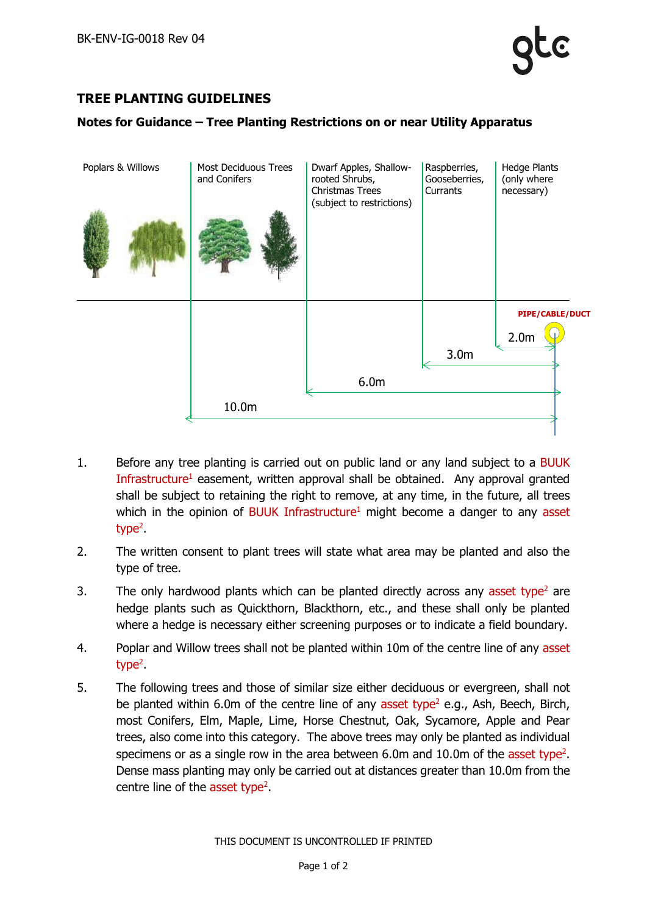# TREE PLANTING GUIDELINES

## Notes for Guidance – Tree Planting Restrictions on or near Utility Apparatus

| Poplars & Willows | Most Deciduous Trees and Conifers | Dwarf Apples, Shallow-rooted Shrubs, Christmas Trees (subject to restrictions) | Raspberries, Gooseberries, Currants | Hedge Plants (only where necessary) |
|---|---|---|---|---|
| | 10.0m | 6.0m | 3.0m | 2.0m |

PIPE/CABLE/DUCT

1. Before any tree planting is carried out on public land or any land subject to a BUUK Infrastructure[1] easement, written approval shall be obtained. Any approval granted shall be subject to retaining the right to remove, at any time, in the future, all trees which in the opinion of BUUK Infrastructure[1] might become a danger to any asset type[2].

2. The written consent to plant trees will state what area may be planted and also the type of tree.

3. The only hardwood plants which can be planted directly across any asset type[2] are hedge plants such as Quickthorn, Blackthorn, etc., and these shall only be planted where a hedge is necessary either screening purposes or to indicate a field boundary.

4. Poplar and Willow trees shall not be planted within 10m of the centre line of any asset type[2].

5. The following trees and those of similar size either deciduous or evergreen, shall not be planted within 6.0m of the centre line of any asset type[2] e.g., Ash, Beech, Birch, most Conifers, Elm, Maple, Lime, Horse Chestnut, Oak, Sycamore, Apple and Pear trees, also come into this category. The above trees may only be planted as individual specimens or as a single row in the area between 6.0m and 10.0m of the asset type[2]. Dense mass planting may only be carried out at distances greater than 10.0m from the centre line of the asset type[2].

THIS DOCUMENT IS UNCONTROLLED IF PRINTED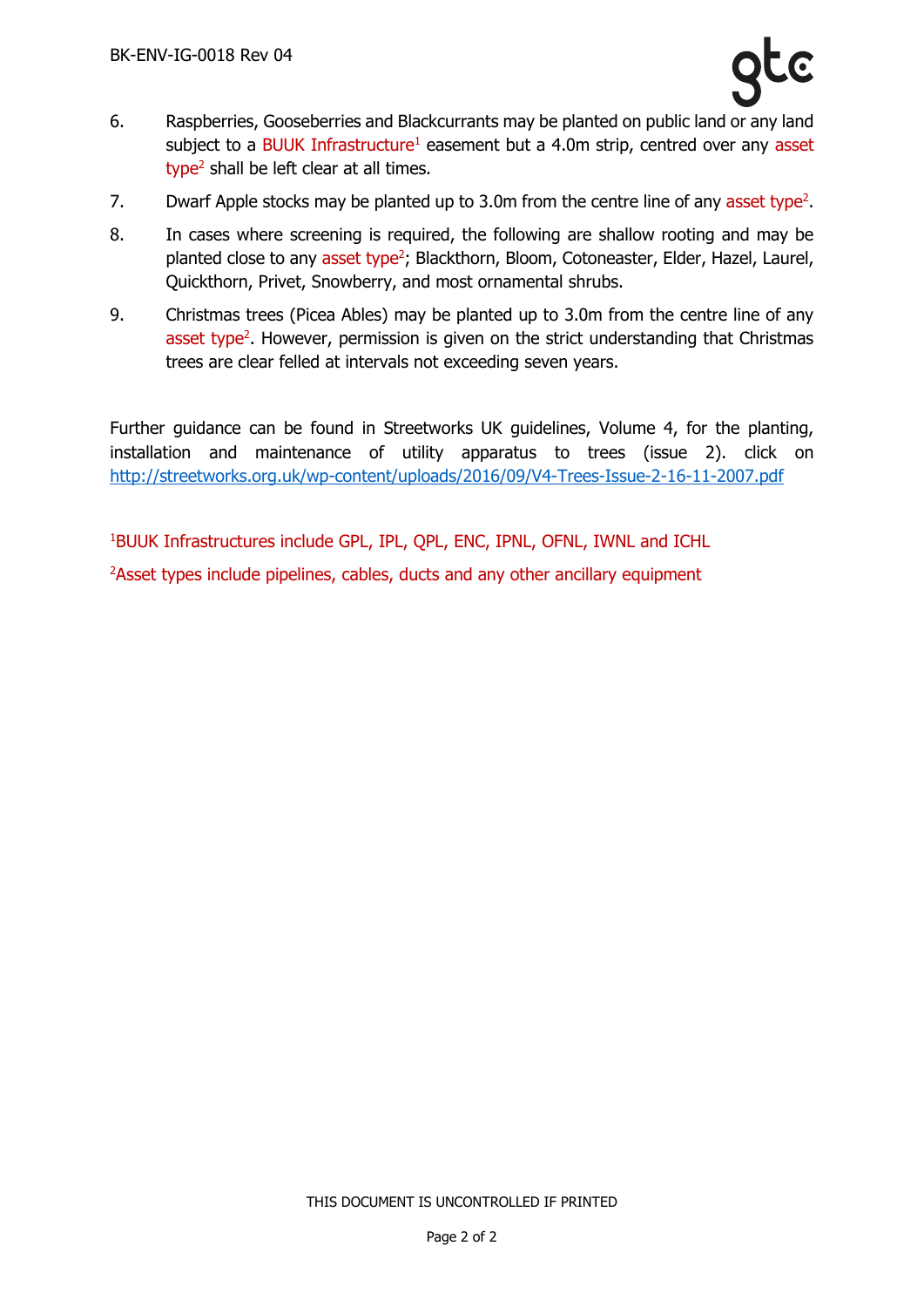6. Raspberries, Gooseberries and Blackcurrants may be planted on public land or any land subject to a BUUK Infrastructure[1] easement but a 4.0m strip, centred over any asset type[2] shall be left clear at all times.

7. Dwarf Apple stocks may be planted up to 3.0m from the centre line of any asset type[2].

8. In cases where screening is required, the following are shallow rooting and may be planted close to any asset type[2]; Blackthorn, Bloom, Cotoneaster, Elder, Hazel, Laurel, Quickthorn, Privet, Snowberry, and most ornamental shrubs.

9. Christmas trees (Picea Ables) may be planted up to 3.0m from the centre line of any asset type[2]. However, permission is given on the strict understanding that Christmas trees are clear felled at intervals not exceeding seven years.

Further guidance can be found in Streetworks UK guidelines, Volume 4, for the planting, installation and maintenance of utility apparatus to trees (issue 2). click on http://streetworks.org.uk/wp-content/uploads/2016/09/V4-Trees-Issue-2-16-11-2007.pdf

[1]BUUK Infrastructures include GPL, IPL, QPL, ENC, IPNL, OFNL, IWNL and ICHL

[2]Asset types include pipelines, cables, ducts and any other ancillary equipment

THIS DOCUMENT IS UNCONTROLLED IF PRINTED